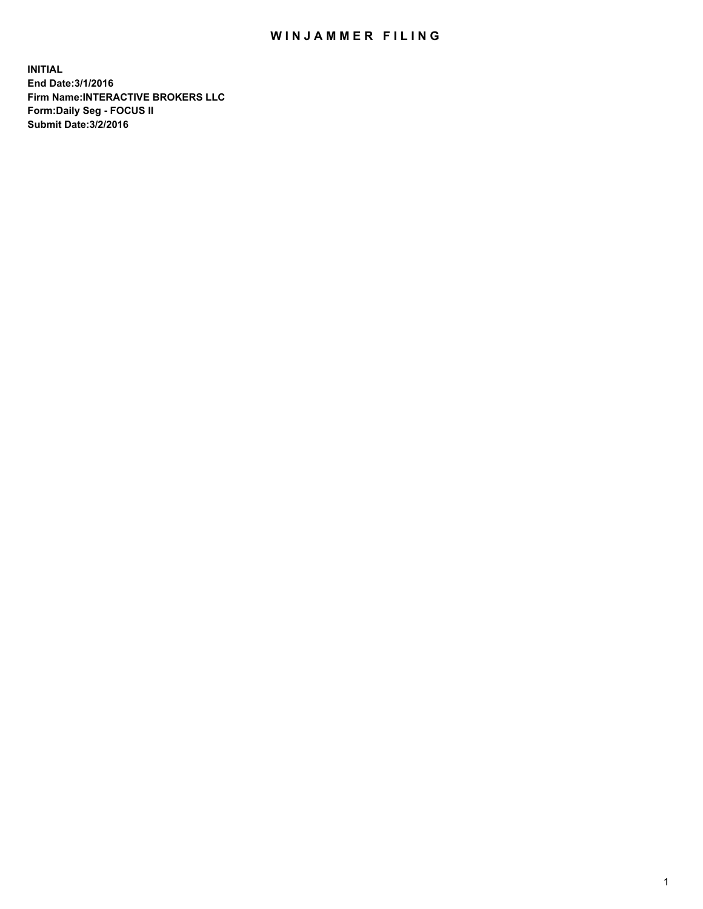# WINJAMMER FILING

**INITIAL**
**End Date:3/1/2016**
**Firm Name:INTERACTIVE BROKERS LLC**
**Form:Daily Seg - FOCUS II**
**Submit Date:3/2/2016**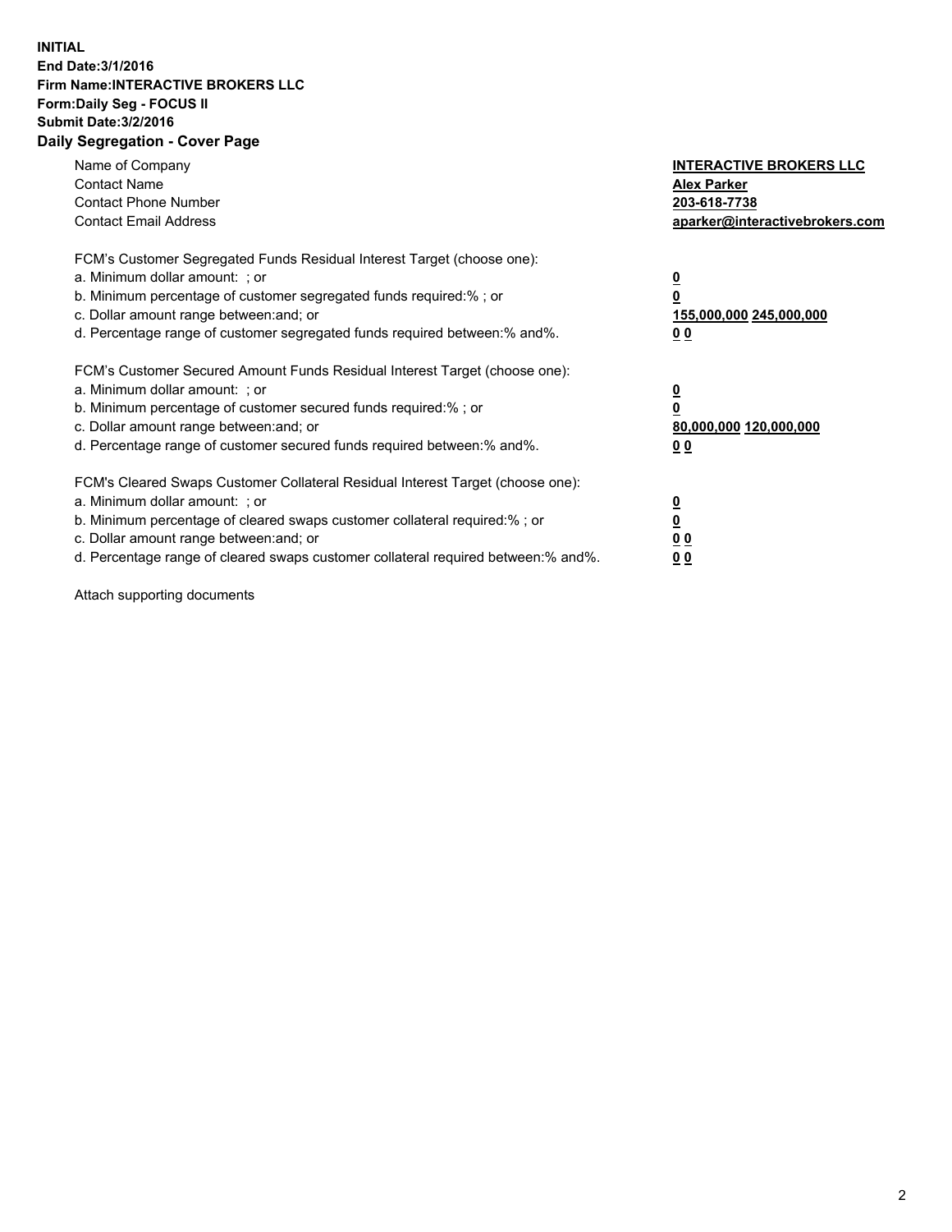**INITIAL**
**End Date:3/1/2016**
**Firm Name:INTERACTIVE BROKERS LLC**
**Form:Daily Seg - FOCUS II**
**Submit Date:3/2/2016**

## Daily Segregation - Cover Page

| | |
|---|---|
| Name of Company | **INTERACTIVE BROKERS LLC** |
| Contact Name | **Alex Parker** |
| Contact Phone Number | **203-618-7738** |
| Contact Email Address | **aparker@interactivebrokers.com** |

FCM's Customer Segregated Funds Residual Interest Target (choose one):

| | |
|---|---|
| a. Minimum dollar amount: ; or | **0** |
| b. Minimum percentage of customer segregated funds required:% ; or | **0** |
| c. Dollar amount range between:and; or | **155,000,000 245,000,000** |
| d. Percentage range of customer segregated funds required between:% and%. | **0 0** |

FCM's Customer Secured Amount Funds Residual Interest Target (choose one):

| | |
|---|---|
| a. Minimum dollar amount: ; or | **0** |
| b. Minimum percentage of customer secured funds required:% ; or | **0** |
| c. Dollar amount range between:and; or | **80,000,000 120,000,000** |
| d. Percentage range of customer secured funds required between:% and%. | **0 0** |

FCM's Cleared Swaps Customer Collateral Residual Interest Target (choose one):

| | |
|---|---|
| a. Minimum dollar amount: ; or | **0** |
| b. Minimum percentage of cleared swaps customer collateral required:% ; or | **0** |
| c. Dollar amount range between:and; or | **0 0** |
| d. Percentage range of cleared swaps customer collateral required between:% and%. | **0 0** |

Attach supporting documents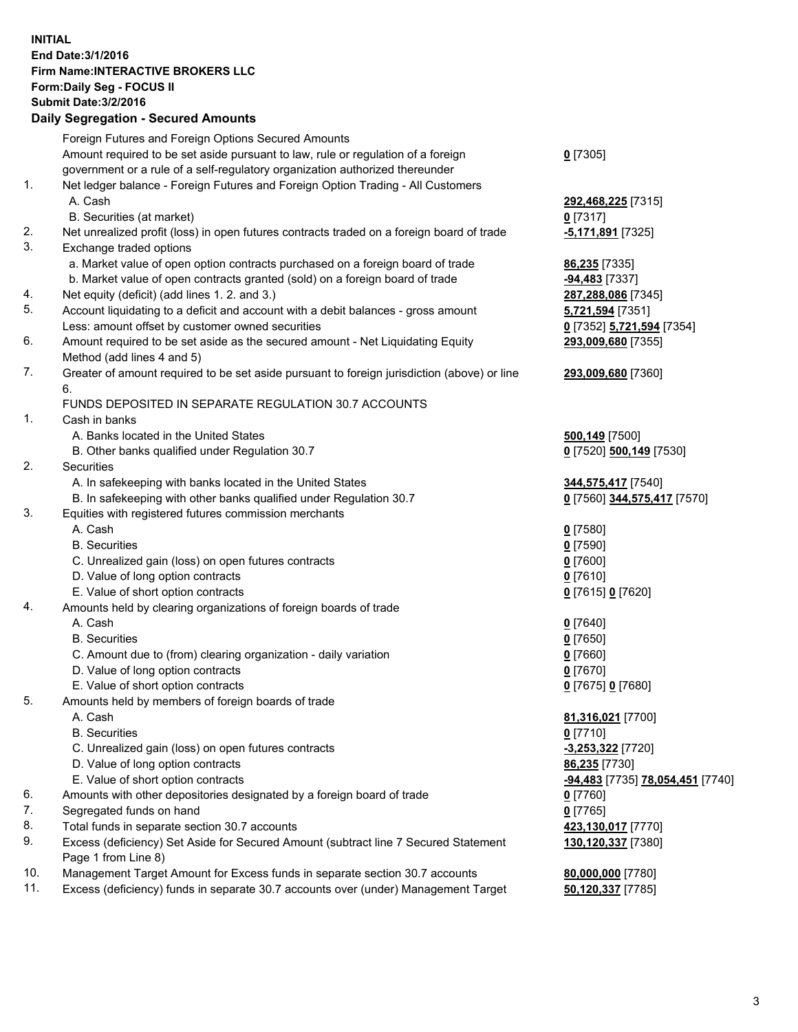**INITIAL**
**End Date:3/1/2016**
**Firm Name:INTERACTIVE BROKERS LLC**
**Form:Daily Seg - FOCUS II**
**Submit Date:3/2/2016**
**Daily Segregation - Secured Amounts**

| | | |
|---|---|---|
| | Foreign Futures and Foreign Options Secured Amounts | |
| | Amount required to be set aside pursuant to law, rule or regulation of a foreign government or a rule of a self-regulatory organization authorized thereunder | **0** [7305] |
| 1. | Net ledger balance - Foreign Futures and Foreign Option Trading - All Customers | |
| | A. Cash | **292,468,225** [7315] |
| | B. Securities (at market) | **0** [7317] |
| 2. | Net unrealized profit (loss) in open futures contracts traded on a foreign board of trade | **-5,171,891** [7325] |
| 3. | Exchange traded options | |
| | a. Market value of open option contracts purchased on a foreign board of trade | **86,235** [7335] |
| | b. Market value of open contracts granted (sold) on a foreign board of trade | **-94,483** [7337] |
| 4. | Net equity (deficit) (add lines 1. 2. and 3.) | **287,288,086** [7345] |
| 5. | Account liquidating to a deficit and account with a debit balances - gross amount | **5,721,594** [7351] |
| | Less: amount offset by customer owned securities | **0** [7352] **5,721,594** [7354] |
| 6. | Amount required to be set aside as the secured amount - Net Liquidating Equity Method (add lines 4 and 5) | **293,009,680** [7355] |
| 7. | Greater of amount required to be set aside pursuant to foreign jurisdiction (above) or line 6. | **293,009,680** [7360] |
| | FUNDS DEPOSITED IN SEPARATE REGULATION 30.7 ACCOUNTS | |
| 1. | Cash in banks | |
| | A. Banks located in the United States | **500,149** [7500] |
| | B. Other banks qualified under Regulation 30.7 | **0** [7520] **500,149** [7530] |
| 2. | Securities | |
| | A. In safekeeping with banks located in the United States | **344,575,417** [7540] |
| | B. In safekeeping with other banks qualified under Regulation 30.7 | **0** [7560] **344,575,417** [7570] |
| 3. | Equities with registered futures commission merchants | |
| | A. Cash | **0** [7580] |
| | B. Securities | **0** [7590] |
| | C. Unrealized gain (loss) on open futures contracts | **0** [7600] |
| | D. Value of long option contracts | **0** [7610] |
| | E. Value of short option contracts | **0** [7615] **0** [7620] |
| 4. | Amounts held by clearing organizations of foreign boards of trade | |
| | A. Cash | **0** [7640] |
| | B. Securities | **0** [7650] |
| | C. Amount due to (from) clearing organization - daily variation | **0** [7660] |
| | D. Value of long option contracts | **0** [7670] |
| | E. Value of short option contracts | **0** [7675] **0** [7680] |
| 5. | Amounts held by members of foreign boards of trade | |
| | A. Cash | **81,316,021** [7700] |
| | B. Securities | **0** [7710] |
| | C. Unrealized gain (loss) on open futures contracts | **-3,253,322** [7720] |
| | D. Value of long option contracts | **86,235** [7730] |
| | E. Value of short option contracts | **-94,483** [7735] **78,054,451** [7740] |
| 6. | Amounts with other depositories designated by a foreign board of trade | **0** [7760] |
| 7. | Segregated funds on hand | **0** [7765] |
| 8. | Total funds in separate section 30.7 accounts | **423,130,017** [7770] |
| 9. | Excess (deficiency) Set Aside for Secured Amount (subtract line 7 Secured Statement Page 1 from Line 8) | **130,120,337** [7380] |
| 10. | Management Target Amount for Excess funds in separate section 30.7 accounts | **80,000,000** [7780] |
| 11. | Excess (deficiency) funds in separate 30.7 accounts over (under) Management Target | **50,120,337** [7785] |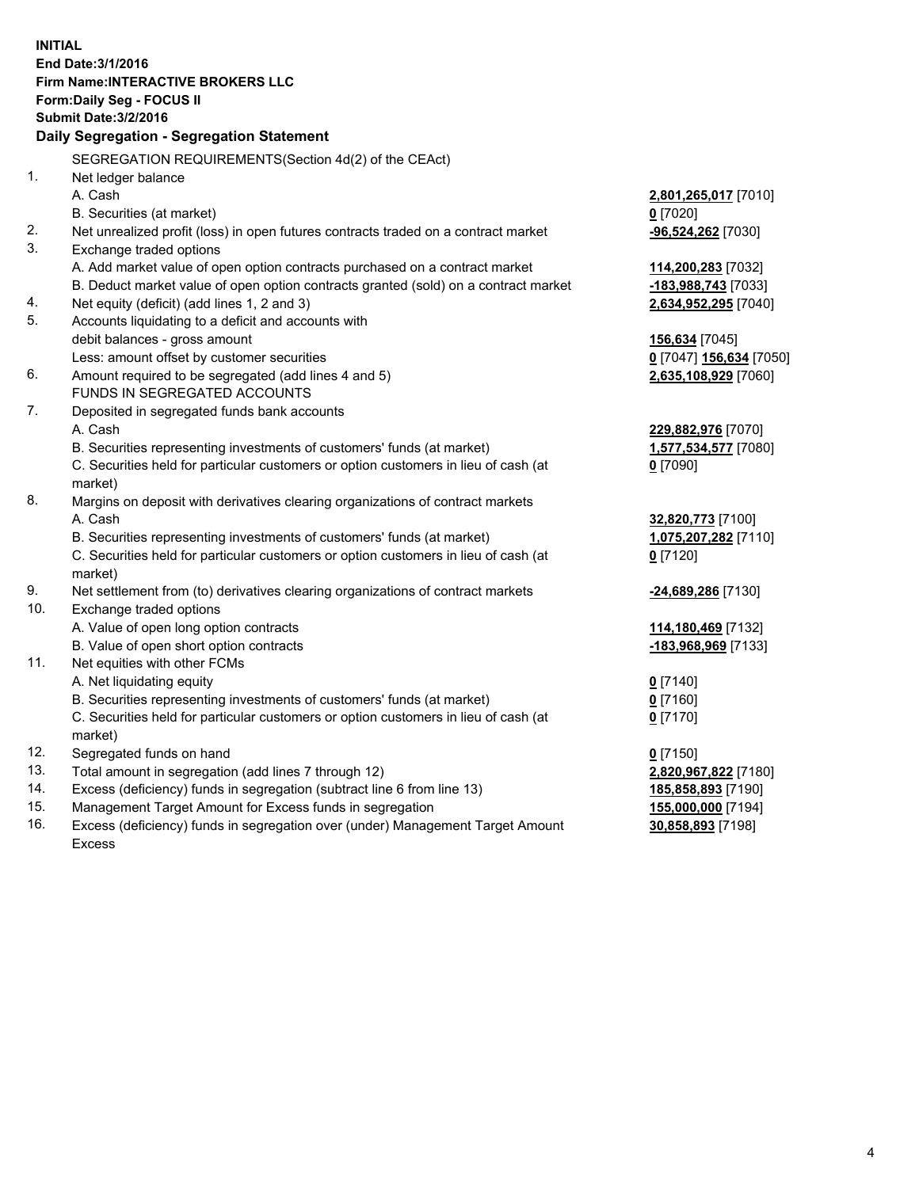**INITIAL**
**End Date:3/1/2016**
**Firm Name:INTERACTIVE BROKERS LLC**
**Form:Daily Seg - FOCUS II**
**Submit Date:3/2/2016**

## Daily Segregation - Segregation Statement

| | | |
|---|---|---|
| | SEGREGATION REQUIREMENTS(Section 4d(2) of the CEAct) | |
| 1. | Net ledger balance | |
| | A. Cash | **2,801,265,017** [7010] |
| | B. Securities (at market) | **0** [7020] |
| 2. | Net unrealized profit (loss) in open futures contracts traded on a contract market | **-96,524,262** [7030] |
| 3. | Exchange traded options | |
| | A. Add market value of open option contracts purchased on a contract market | **114,200,283** [7032] |
| | B. Deduct market value of open option contracts granted (sold) on a contract market | **-183,988,743** [7033] |
| 4. | Net equity (deficit) (add lines 1, 2 and 3) | **2,634,952,295** [7040] |
| 5. | Accounts liquidating to a deficit and accounts with | |
| | debit balances - gross amount | **156,634** [7045] |
| | Less: amount offset by customer securities | **0** [7047] **156,634** [7050] |
| 6. | Amount required to be segregated (add lines 4 and 5) | **2,635,108,929** [7060] |
| | FUNDS IN SEGREGATED ACCOUNTS | |
| 7. | Deposited in segregated funds bank accounts | |
| | A. Cash | **229,882,976** [7070] |
| | B. Securities representing investments of customers' funds (at market) | **1,577,534,577** [7080] |
| | C. Securities held for particular customers or option customers in lieu of cash (at market) | **0** [7090] |
| 8. | Margins on deposit with derivatives clearing organizations of contract markets | |
| | A. Cash | **32,820,773** [7100] |
| | B. Securities representing investments of customers' funds (at market) | **1,075,207,282** [7110] |
| | C. Securities held for particular customers or option customers in lieu of cash (at market) | **0** [7120] |
| 9. | Net settlement from (to) derivatives clearing organizations of contract markets | **-24,689,286** [7130] |
| 10. | Exchange traded options | |
| | A. Value of open long option contracts | **114,180,469** [7132] |
| | B. Value of open short option contracts | **-183,968,969** [7133] |
| 11. | Net equities with other FCMs | |
| | A. Net liquidating equity | **0** [7140] |
| | B. Securities representing investments of customers' funds (at market) | **0** [7160] |
| | C. Securities held for particular customers or option customers in lieu of cash (at market) | **0** [7170] |
| 12. | Segregated funds on hand | **0** [7150] |
| 13. | Total amount in segregation (add lines 7 through 12) | **2,820,967,822** [7180] |
| 14. | Excess (deficiency) funds in segregation (subtract line 6 from line 13) | **185,858,893** [7190] |
| 15. | Management Target Amount for Excess funds in segregation | **155,000,000** [7194] |
| 16. | Excess (deficiency) funds in segregation over (under) Management Target Amount Excess | **30,858,893** [7198] |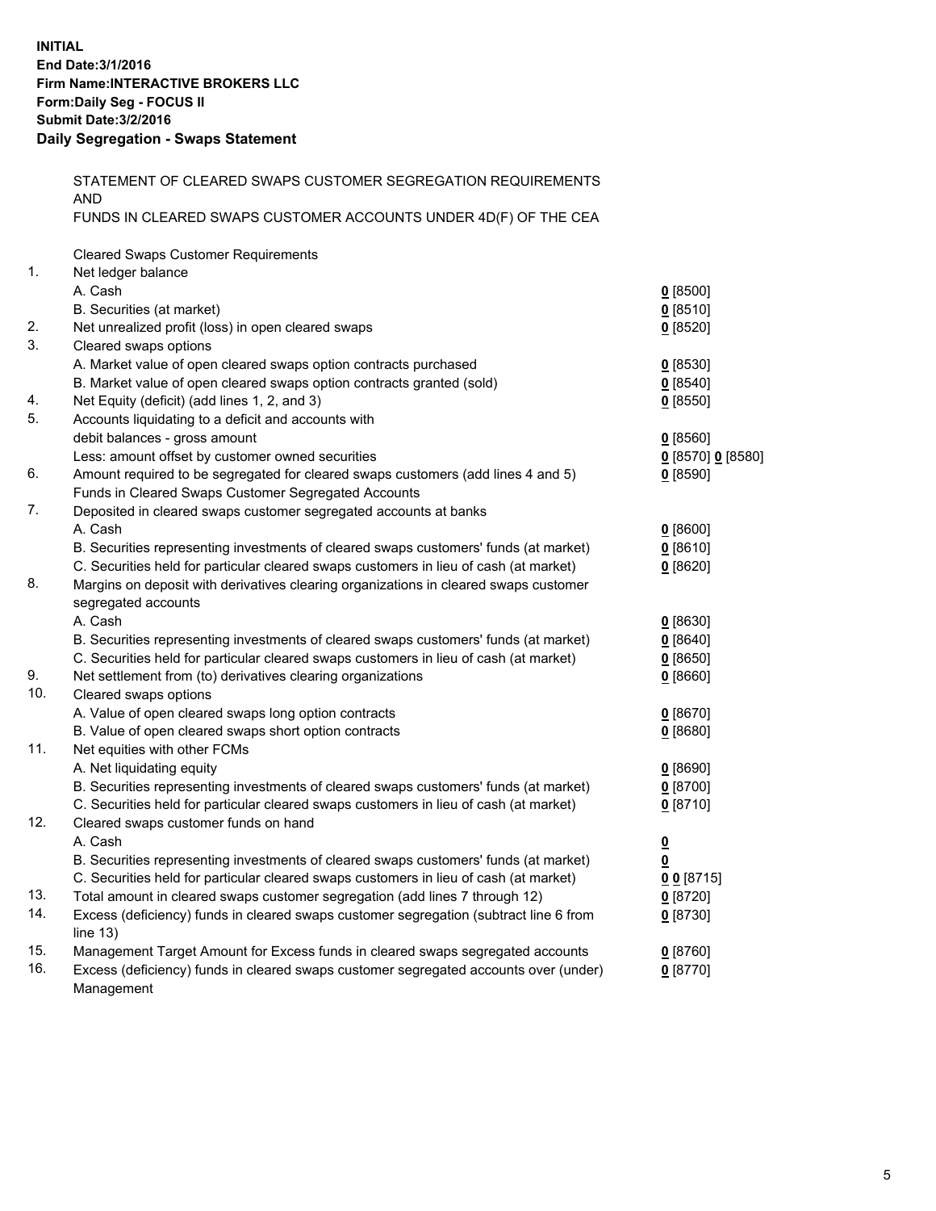**INITIAL**
**End Date:3/1/2016**
**Firm Name:INTERACTIVE BROKERS LLC**
**Form:Daily Seg - FOCUS II**
**Submit Date:3/2/2016**
**Daily Segregation - Swaps Statement**

STATEMENT OF CLEARED SWAPS CUSTOMER SEGREGATION REQUIREMENTS AND FUNDS IN CLEARED SWAPS CUSTOMER ACCOUNTS UNDER 4D(F) OF THE CEA

| | | |
|---|---|---|
| | Cleared Swaps Customer Requirements | |
| 1. | Net ledger balance | |
| | A. Cash | 0 [8500] |
| | B. Securities (at market) | 0 [8510] |
| 2. | Net unrealized profit (loss) in open cleared swaps | 0 [8520] |
| 3. | Cleared swaps options | |
| | A. Market value of open cleared swaps option contracts purchased | 0 [8530] |
| | B. Market value of open cleared swaps option contracts granted (sold) | 0 [8540] |
| 4. | Net Equity (deficit) (add lines 1, 2, and 3) | 0 [8550] |
| 5. | Accounts liquidating to a deficit and accounts with debit balances - gross amount | 0 [8560] |
| | Less: amount offset by customer owned securities | 0 [8570] 0 [8580] |
| 6. | Amount required to be segregated for cleared swaps customers (add lines 4 and 5) | 0 [8590] |
| | Funds in Cleared Swaps Customer Segregated Accounts | |
| 7. | Deposited in cleared swaps customer segregated accounts at banks | |
| | A. Cash | 0 [8600] |
| | B. Securities representing investments of cleared swaps customers' funds (at market) | 0 [8610] |
| | C. Securities held for particular cleared swaps customers in lieu of cash (at market) | 0 [8620] |
| 8. | Margins on deposit with derivatives clearing organizations in cleared swaps customer segregated accounts | |
| | A. Cash | 0 [8630] |
| | B. Securities representing investments of cleared swaps customers' funds (at market) | 0 [8640] |
| | C. Securities held for particular cleared swaps customers in lieu of cash (at market) | 0 [8650] |
| 9. | Net settlement from (to) derivatives clearing organizations | 0 [8660] |
| 10. | Cleared swaps options | |
| | A. Value of open cleared swaps long option contracts | 0 [8670] |
| | B. Value of open cleared swaps short option contracts | 0 [8680] |
| 11. | Net equities with other FCMs | |
| | A. Net liquidating equity | 0 [8690] |
| | B. Securities representing investments of cleared swaps customers' funds (at market) | 0 [8700] |
| | C. Securities held for particular cleared swaps customers in lieu of cash (at market) | 0 [8710] |
| 12. | Cleared swaps customer funds on hand | |
| | A. Cash | 0 |
| | B. Securities representing investments of cleared swaps customers' funds (at market) | 0 |
| | C. Securities held for particular cleared swaps customers in lieu of cash (at market) | 0 0 [8715] |
| 13. | Total amount in cleared swaps customer segregation (add lines 7 through 12) | 0 [8720] |
| 14. | Excess (deficiency) funds in cleared swaps customer segregation (subtract line 6 from line 13) | 0 [8730] |
| 15. | Management Target Amount for Excess funds in cleared swaps segregated accounts | 0 [8760] |
| 16. | Excess (deficiency) funds in cleared swaps customer segregated accounts over (under) Management | 0 [8770] |